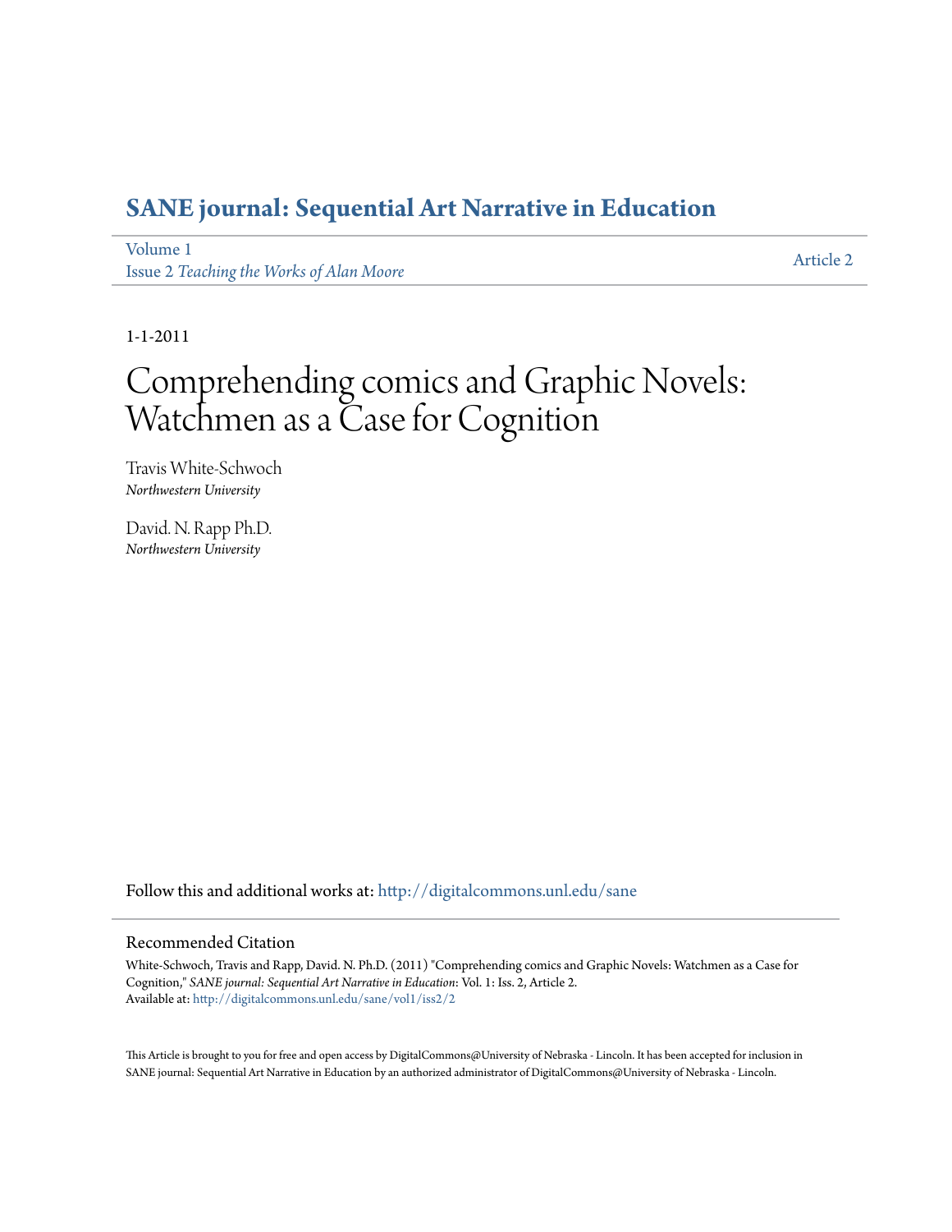# SANE journal: Sequential Art Narrative in Education

Volume 1
Issue 2 *Teaching the Works of Alan Moore*

Article 2

1-1-2011

# Comprehending comics and Graphic Novels: Watchmen as a Case for Cognition

Travis White-Schwoch
*Northwestern University*

David. N. Rapp Ph.D.
*Northwestern University*

Follow this and additional works at: http://digitalcommons.unl.edu/sane

## Recommended Citation

White-Schwoch, Travis and Rapp, David. N. Ph.D. (2011) "Comprehending comics and Graphic Novels: Watchmen as a Case for Cognition," *SANE journal: Sequential Art Narrative in Education*: Vol. 1: Iss. 2, Article 2.
Available at: http://digitalcommons.unl.edu/sane/vol1/iss2/2

This Article is brought to you for free and open access by DigitalCommons@University of Nebraska - Lincoln. It has been accepted for inclusion in SANE journal: Sequential Art Narrative in Education by an authorized administrator of DigitalCommons@University of Nebraska - Lincoln.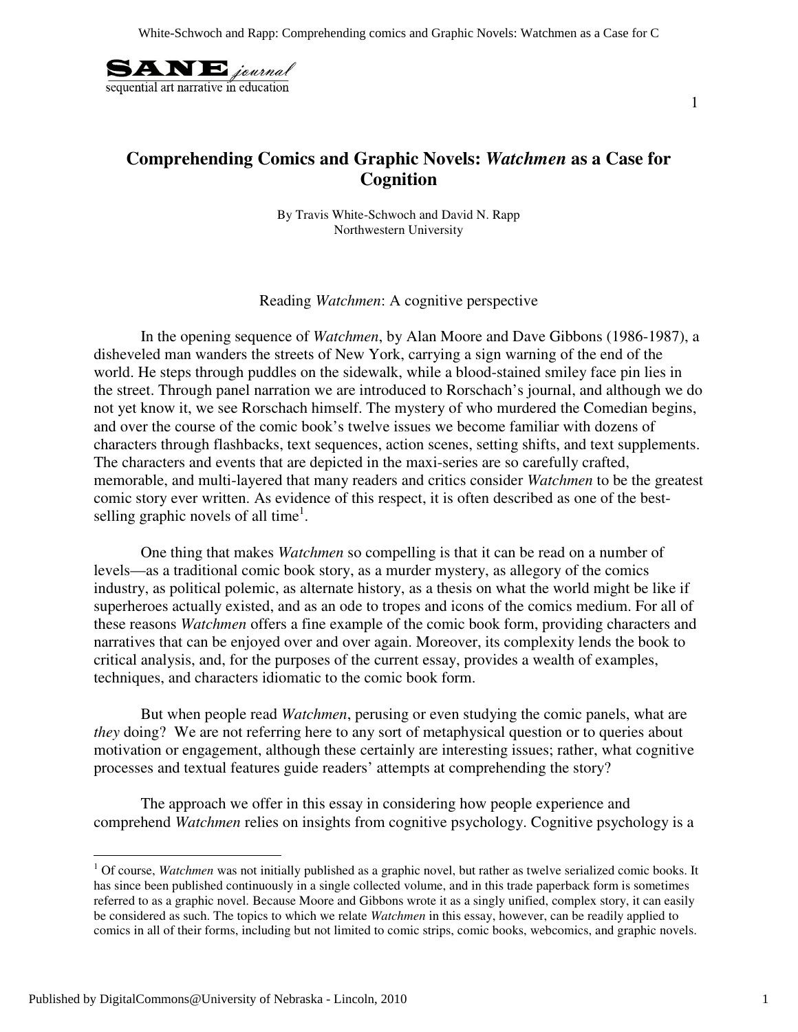# Comprehending Comics and Graphic Novels: *Watchmen* as a Case for Cognition

By Travis White-Schwoch and David N. Rapp
Northwestern University

## Reading *Watchmen*: A cognitive perspective

In the opening sequence of *Watchmen*, by Alan Moore and Dave Gibbons (1986-1987), a disheveled man wanders the streets of New York, carrying a sign warning of the end of the world. He steps through puddles on the sidewalk, while a blood-stained smiley face pin lies in the street. Through panel narration we are introduced to Rorschach's journal, and although we do not yet know it, we see Rorschach himself. The mystery of who murdered the Comedian begins, and over the course of the comic book's twelve issues we become familiar with dozens of characters through flashbacks, text sequences, action scenes, setting shifts, and text supplements. The characters and events that are depicted in the maxi-series are so carefully crafted, memorable, and multi-layered that many readers and critics consider *Watchmen* to be the greatest comic story ever written. As evidence of this respect, it is often described as one of the best-selling graphic novels of all time[1].

One thing that makes *Watchmen* so compelling is that it can be read on a number of levels—as a traditional comic book story, as a murder mystery, as allegory of the comics industry, as political polemic, as alternate history, as a thesis on what the world might be like if superheroes actually existed, and as an ode to tropes and icons of the comics medium. For all of these reasons *Watchmen* offers a fine example of the comic book form, providing characters and narratives that can be enjoyed over and over again. Moreover, its complexity lends the book to critical analysis, and, for the purposes of the current essay, provides a wealth of examples, techniques, and characters idiomatic to the comic book form.

But when people read *Watchmen*, perusing or even studying the comic panels, what are *they* doing? We are not referring here to any sort of metaphysical question or to queries about motivation or engagement, although these certainly are interesting issues; rather, what cognitive processes and textual features guide readers' attempts at comprehending the story?

The approach we offer in this essay in considering how people experience and comprehend *Watchmen* relies on insights from cognitive psychology. Cognitive psychology is a

[1] Of course, *Watchmen* was not initially published as a graphic novel, but rather as twelve serialized comic books. It has since been published continuously in a single collected volume, and in this trade paperback form is sometimes referred to as a graphic novel. Because Moore and Gibbons wrote it as a singly unified, complex story, it can easily be considered as such. The topics to which we relate *Watchmen* in this essay, however, can be readily applied to comics in all of their forms, including but not limited to comic strips, comic books, webcomics, and graphic novels.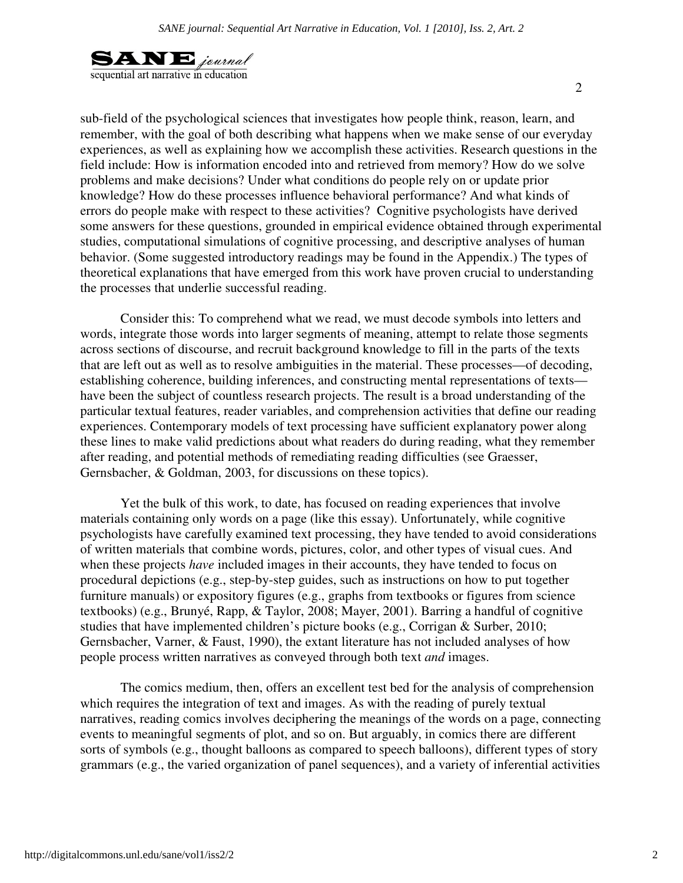sub-field of the psychological sciences that investigates how people think, reason, learn, and remember, with the goal of both describing what happens when we make sense of our everyday experiences, as well as explaining how we accomplish these activities. Research questions in the field include: How is information encoded into and retrieved from memory? How do we solve problems and make decisions? Under what conditions do people rely on or update prior knowledge? How do these processes influence behavioral performance? And what kinds of errors do people make with respect to these activities? Cognitive psychologists have derived some answers for these questions, grounded in empirical evidence obtained through experimental studies, computational simulations of cognitive processing, and descriptive analyses of human behavior. (Some suggested introductory readings may be found in the Appendix.) The types of theoretical explanations that have emerged from this work have proven crucial to understanding the processes that underlie successful reading.

Consider this: To comprehend what we read, we must decode symbols into letters and words, integrate those words into larger segments of meaning, attempt to relate those segments across sections of discourse, and recruit background knowledge to fill in the parts of the texts that are left out as well as to resolve ambiguities in the material. These processes—of decoding, establishing coherence, building inferences, and constructing mental representations of texts—have been the subject of countless research projects. The result is a broad understanding of the particular textual features, reader variables, and comprehension activities that define our reading experiences. Contemporary models of text processing have sufficient explanatory power along these lines to make valid predictions about what readers do during reading, what they remember after reading, and potential methods of remediating reading difficulties (see Graesser, Gernsbacher, & Goldman, 2003, for discussions on these topics).

Yet the bulk of this work, to date, has focused on reading experiences that involve materials containing only words on a page (like this essay). Unfortunately, while cognitive psychologists have carefully examined text processing, they have tended to avoid considerations of written materials that combine words, pictures, color, and other types of visual cues. And when these projects *have* included images in their accounts, they have tended to focus on procedural depictions (e.g., step-by-step guides, such as instructions on how to put together furniture manuals) or expository figures (e.g., graphs from textbooks or figures from science textbooks) (e.g., Brunyé, Rapp, & Taylor, 2008; Mayer, 2001). Barring a handful of cognitive studies that have implemented children's picture books (e.g., Corrigan & Surber, 2010; Gernsbacher, Varner, & Faust, 1990), the extant literature has not included analyses of how people process written narratives as conveyed through both text *and* images.

The comics medium, then, offers an excellent test bed for the analysis of comprehension which requires the integration of text and images. As with the reading of purely textual narratives, reading comics involves deciphering the meanings of the words on a page, connecting events to meaningful segments of plot, and so on. But arguably, in comics there are different sorts of symbols (e.g., thought balloons as compared to speech balloons), different types of story grammars (e.g., the varied organization of panel sequences), and a variety of inferential activities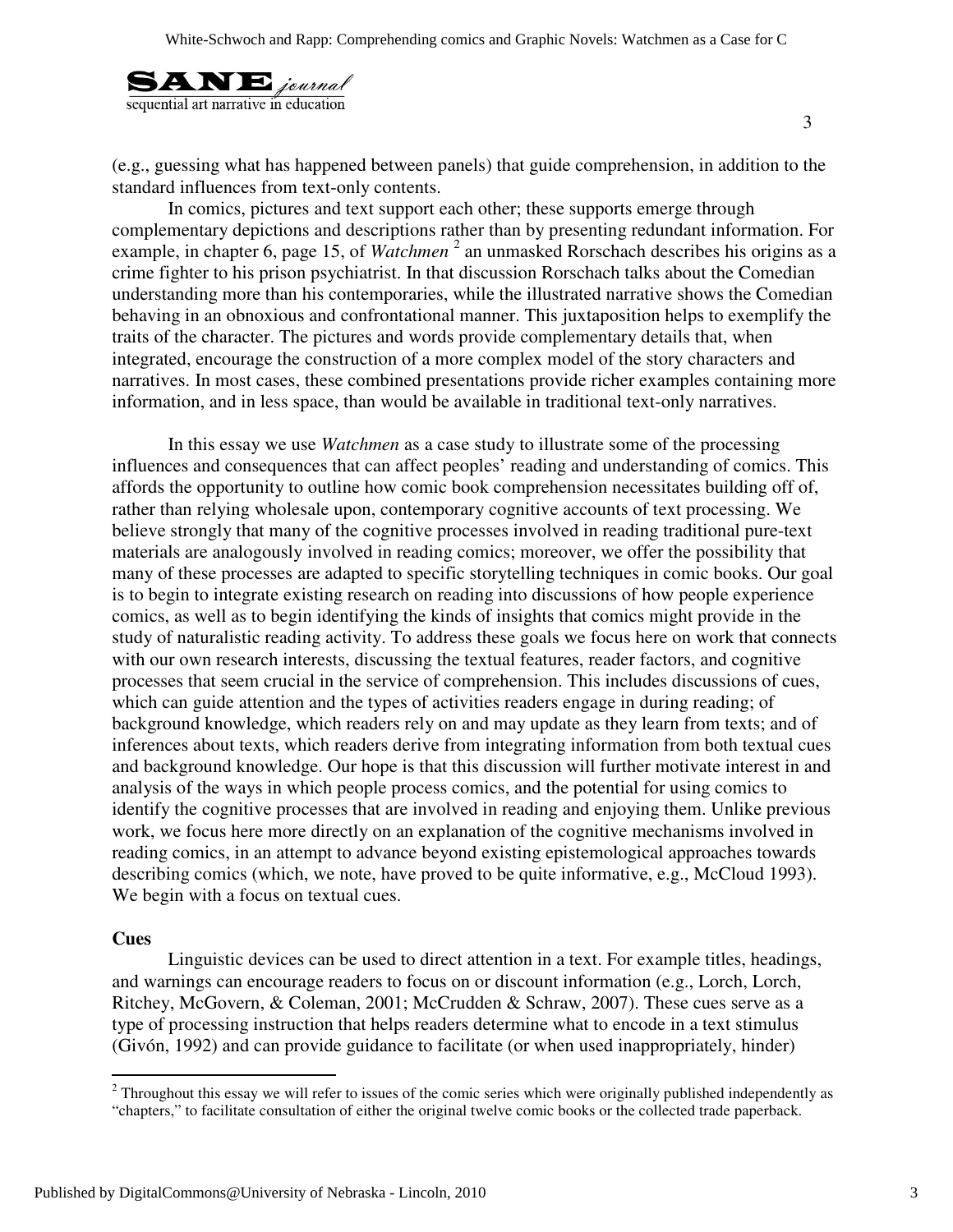(e.g., guessing what has happened between panels) that guide comprehension, in addition to the standard influences from text-only contents.

In comics, pictures and text support each other; these supports emerge through complementary depictions and descriptions rather than by presenting redundant information. For example, in chapter 6, page 15, of *Watchmen* [2] an unmasked Rorschach describes his origins as a crime fighter to his prison psychiatrist. In that discussion Rorschach talks about the Comedian understanding more than his contemporaries, while the illustrated narrative shows the Comedian behaving in an obnoxious and confrontational manner. This juxtaposition helps to exemplify the traits of the character. The pictures and words provide complementary details that, when integrated, encourage the construction of a more complex model of the story characters and narratives. In most cases, these combined presentations provide richer examples containing more information, and in less space, than would be available in traditional text-only narratives.

In this essay we use *Watchmen* as a case study to illustrate some of the processing influences and consequences that can affect peoples' reading and understanding of comics. This affords the opportunity to outline how comic book comprehension necessitates building off of, rather than relying wholesale upon, contemporary cognitive accounts of text processing. We believe strongly that many of the cognitive processes involved in reading traditional pure-text materials are analogously involved in reading comics; moreover, we offer the possibility that many of these processes are adapted to specific storytelling techniques in comic books. Our goal is to begin to integrate existing research on reading into discussions of how people experience comics, as well as to begin identifying the kinds of insights that comics might provide in the study of naturalistic reading activity. To address these goals we focus here on work that connects with our own research interests, discussing the textual features, reader factors, and cognitive processes that seem crucial in the service of comprehension. This includes discussions of cues, which can guide attention and the types of activities readers engage in during reading; of background knowledge, which readers rely on and may update as they learn from texts; and of inferences about texts, which readers derive from integrating information from both textual cues and background knowledge. Our hope is that this discussion will further motivate interest in and analysis of the ways in which people process comics, and the potential for using comics to identify the cognitive processes that are involved in reading and enjoying them. Unlike previous work, we focus here more directly on an explanation of the cognitive mechanisms involved in reading comics, in an attempt to advance beyond existing epistemological approaches towards describing comics (which, we note, have proved to be quite informative, e.g., McCloud 1993). We begin with a focus on textual cues.

**Cues**

Linguistic devices can be used to direct attention in a text. For example titles, headings, and warnings can encourage readers to focus on or discount information (e.g., Lorch, Lorch, Ritchey, McGovern, & Coleman, 2001; McCrudden & Schraw, 2007). These cues serve as a type of processing instruction that helps readers determine what to encode in a text stimulus (Givón, 1992) and can provide guidance to facilitate (or when used inappropriately, hinder)

[2] Throughout this essay we will refer to issues of the comic series which were originally published independently as "chapters," to facilitate consultation of either the original twelve comic books or the collected trade paperback.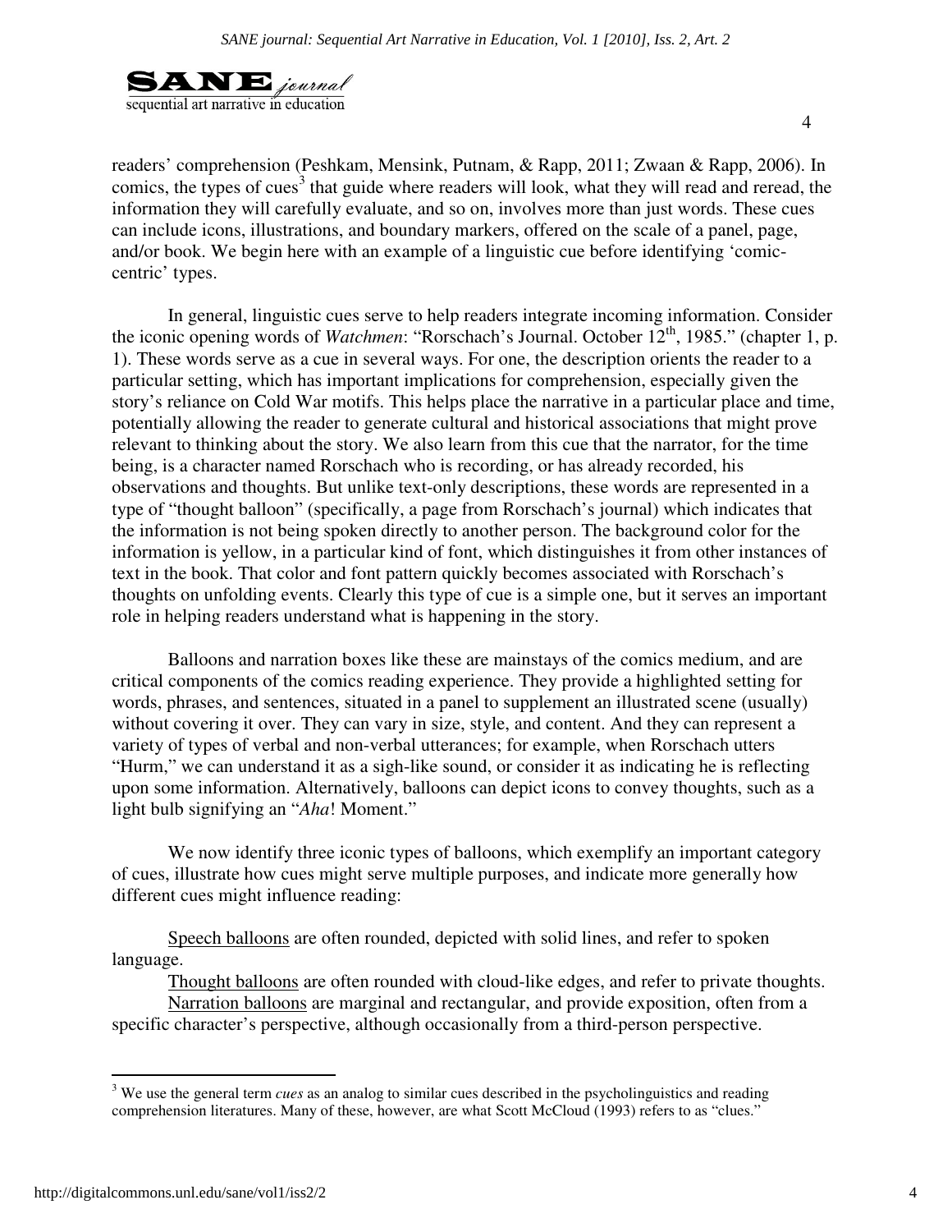readers' comprehension (Peshkam, Mensink, Putnam, & Rapp, 2011; Zwaan & Rapp, 2006). In comics, the types of cues[3] that guide where readers will look, what they will read and reread, the information they will carefully evaluate, and so on, involves more than just words. These cues can include icons, illustrations, and boundary markers, offered on the scale of a panel, page, and/or book. We begin here with an example of a linguistic cue before identifying 'comic-centric' types.

In general, linguistic cues serve to help readers integrate incoming information. Consider the iconic opening words of *Watchmen*: "Rorschach's Journal. October 12th, 1985." (chapter 1, p. 1). These words serve as a cue in several ways. For one, the description orients the reader to a particular setting, which has important implications for comprehension, especially given the story's reliance on Cold War motifs. This helps place the narrative in a particular place and time, potentially allowing the reader to generate cultural and historical associations that might prove relevant to thinking about the story. We also learn from this cue that the narrator, for the time being, is a character named Rorschach who is recording, or has already recorded, his observations and thoughts. But unlike text-only descriptions, these words are represented in a type of "thought balloon" (specifically, a page from Rorschach's journal) which indicates that the information is not being spoken directly to another person. The background color for the information is yellow, in a particular kind of font, which distinguishes it from other instances of text in the book. That color and font pattern quickly becomes associated with Rorschach's thoughts on unfolding events. Clearly this type of cue is a simple one, but it serves an important role in helping readers understand what is happening in the story.

Balloons and narration boxes like these are mainstays of the comics medium, and are critical components of the comics reading experience. They provide a highlighted setting for words, phrases, and sentences, situated in a panel to supplement an illustrated scene (usually) without covering it over. They can vary in size, style, and content. And they can represent a variety of types of verbal and non-verbal utterances; for example, when Rorschach utters "Hurm," we can understand it as a sigh-like sound, or consider it as indicating he is reflecting upon some information. Alternatively, balloons can depict icons to convey thoughts, such as a light bulb signifying an "*Aha*! Moment."

We now identify three iconic types of balloons, which exemplify an important category of cues, illustrate how cues might serve multiple purposes, and indicate more generally how different cues might influence reading:

<u>Speech balloons</u> are often rounded, depicted with solid lines, and refer to spoken language.

<u>Thought balloons</u> are often rounded with cloud-like edges, and refer to private thoughts.

<u>Narration balloons</u> are marginal and rectangular, and provide exposition, often from a specific character's perspective, although occasionally from a third-person perspective.

---

[3] We use the general term *cues* as an analog to similar cues described in the psycholinguistics and reading comprehension literatures. Many of these, however, are what Scott McCloud (1993) refers to as "clues."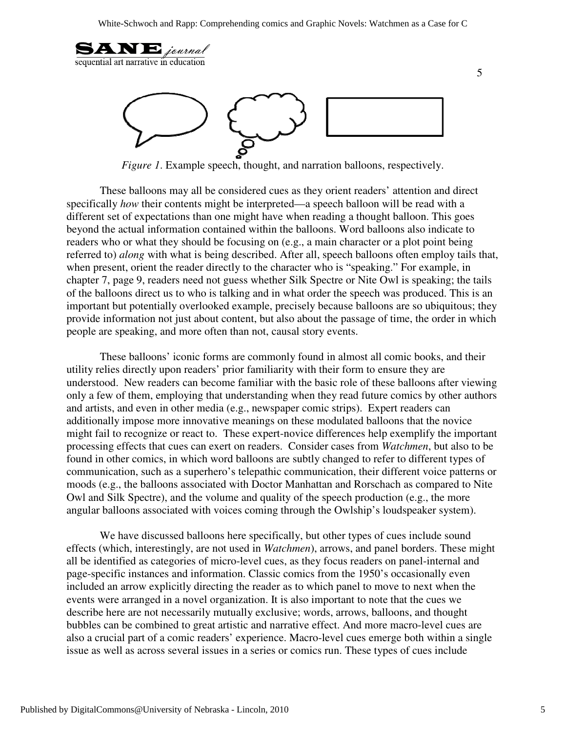*Figure 1*. Example speech, thought, and narration balloons, respectively.

These balloons may all be considered cues as they orient readers' attention and direct specifically *how* their contents might be interpreted—a speech balloon will be read with a different set of expectations than one might have when reading a thought balloon. This goes beyond the actual information contained within the balloons. Word balloons also indicate to readers who or what they should be focusing on (e.g., a main character or a plot point being referred to) *along* with what is being described. After all, speech balloons often employ tails that, when present, orient the reader directly to the character who is "speaking." For example, in chapter 7, page 9, readers need not guess whether Silk Spectre or Nite Owl is speaking; the tails of the balloons direct us to who is talking and in what order the speech was produced. This is an important but potentially overlooked example, precisely because balloons are so ubiquitous; they provide information not just about content, but also about the passage of time, the order in which people are speaking, and more often than not, causal story events.

These balloons' iconic forms are commonly found in almost all comic books, and their utility relies directly upon readers' prior familiarity with their form to ensure they are understood. New readers can become familiar with the basic role of these balloons after viewing only a few of them, employing that understanding when they read future comics by other authors and artists, and even in other media (e.g., newspaper comic strips). Expert readers can additionally impose more innovative meanings on these modulated balloons that the novice might fail to recognize or react to. These expert-novice differences help exemplify the important processing effects that cues can exert on readers. Consider cases from *Watchmen*, but also to be found in other comics, in which word balloons are subtly changed to refer to different types of communication, such as a superhero's telepathic communication, their different voice patterns or moods (e.g., the balloons associated with Doctor Manhattan and Rorschach as compared to Nite Owl and Silk Spectre), and the volume and quality of the speech production (e.g., the more angular balloons associated with voices coming through the Owlship's loudspeaker system).

We have discussed balloons here specifically, but other types of cues include sound effects (which, interestingly, are not used in *Watchmen*), arrows, and panel borders. These might all be identified as categories of micro-level cues, as they focus readers on panel-internal and page-specific instances and information. Classic comics from the 1950's occasionally even included an arrow explicitly directing the reader as to which panel to move to next when the events were arranged in a novel organization. It is also important to note that the cues we describe here are not necessarily mutually exclusive; words, arrows, balloons, and thought bubbles can be combined to great artistic and narrative effect. And more macro-level cues are also a crucial part of a comic readers' experience. Macro-level cues emerge both within a single issue as well as across several issues in a series or comics run. These types of cues include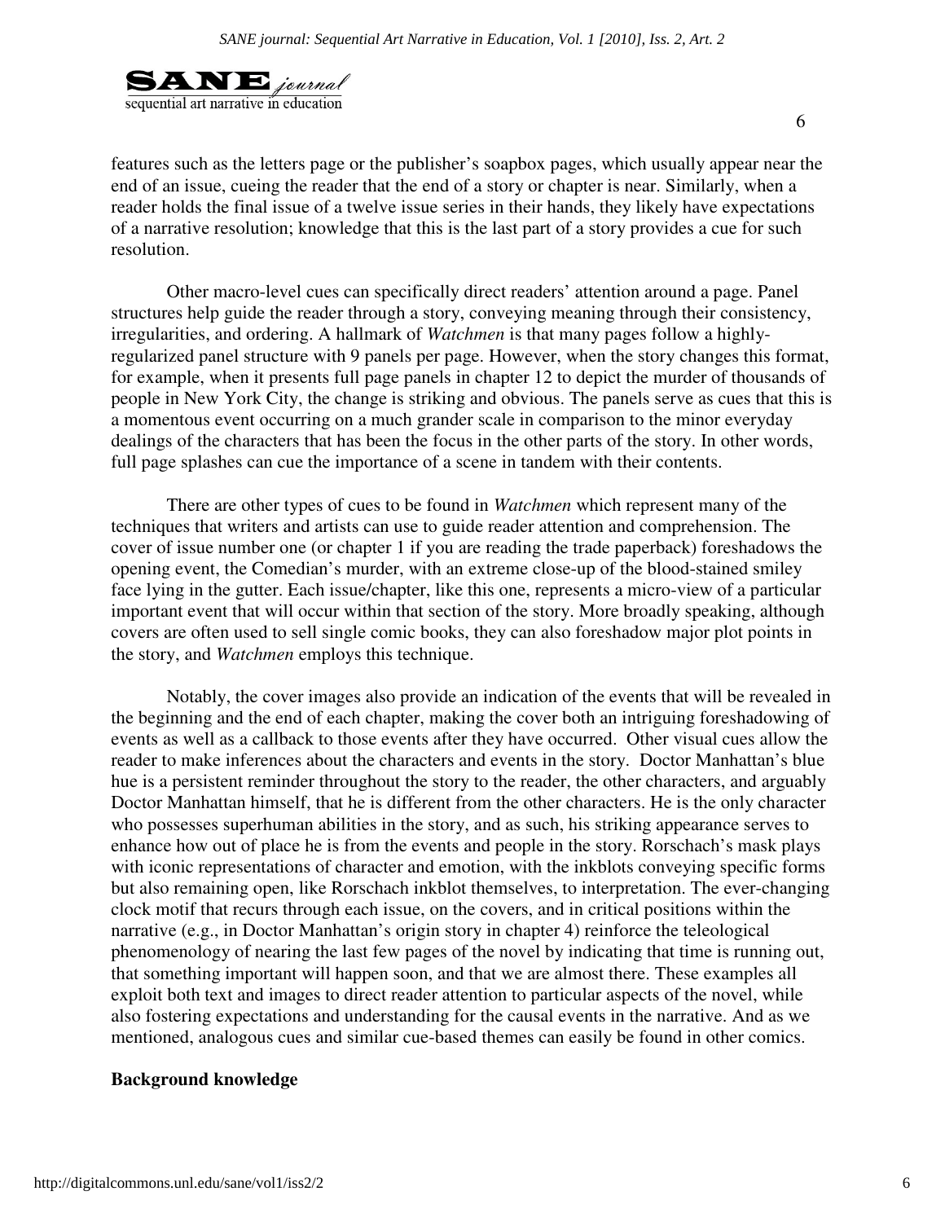features such as the letters page or the publisher's soapbox pages, which usually appear near the end of an issue, cueing the reader that the end of a story or chapter is near. Similarly, when a reader holds the final issue of a twelve issue series in their hands, they likely have expectations of a narrative resolution; knowledge that this is the last part of a story provides a cue for such resolution.

Other macro-level cues can specifically direct readers' attention around a page. Panel structures help guide the reader through a story, conveying meaning through their consistency, irregularities, and ordering. A hallmark of *Watchmen* is that many pages follow a highly-regularized panel structure with 9 panels per page. However, when the story changes this format, for example, when it presents full page panels in chapter 12 to depict the murder of thousands of people in New York City, the change is striking and obvious. The panels serve as cues that this is a momentous event occurring on a much grander scale in comparison to the minor everyday dealings of the characters that has been the focus in the other parts of the story. In other words, full page splashes can cue the importance of a scene in tandem with their contents.

There are other types of cues to be found in *Watchmen* which represent many of the techniques that writers and artists can use to guide reader attention and comprehension. The cover of issue number one (or chapter 1 if you are reading the trade paperback) foreshadows the opening event, the Comedian's murder, with an extreme close-up of the blood-stained smiley face lying in the gutter. Each issue/chapter, like this one, represents a micro-view of a particular important event that will occur within that section of the story. More broadly speaking, although covers are often used to sell single comic books, they can also foreshadow major plot points in the story, and *Watchmen* employs this technique.

Notably, the cover images also provide an indication of the events that will be revealed in the beginning and the end of each chapter, making the cover both an intriguing foreshadowing of events as well as a callback to those events after they have occurred. Other visual cues allow the reader to make inferences about the characters and events in the story. Doctor Manhattan's blue hue is a persistent reminder throughout the story to the reader, the other characters, and arguably Doctor Manhattan himself, that he is different from the other characters. He is the only character who possesses superhuman abilities in the story, and as such, his striking appearance serves to enhance how out of place he is from the events and people in the story. Rorschach's mask plays with iconic representations of character and emotion, with the inkblots conveying specific forms but also remaining open, like Rorschach inkblot themselves, to interpretation. The ever-changing clock motif that recurs through each issue, on the covers, and in critical positions within the narrative (e.g., in Doctor Manhattan's origin story in chapter 4) reinforce the teleological phenomenology of nearing the last few pages of the novel by indicating that time is running out, that something important will happen soon, and that we are almost there. These examples all exploit both text and images to direct reader attention to particular aspects of the novel, while also fostering expectations and understanding for the causal events in the narrative. And as we mentioned, analogous cues and similar cue-based themes can easily be found in other comics.

**Background knowledge**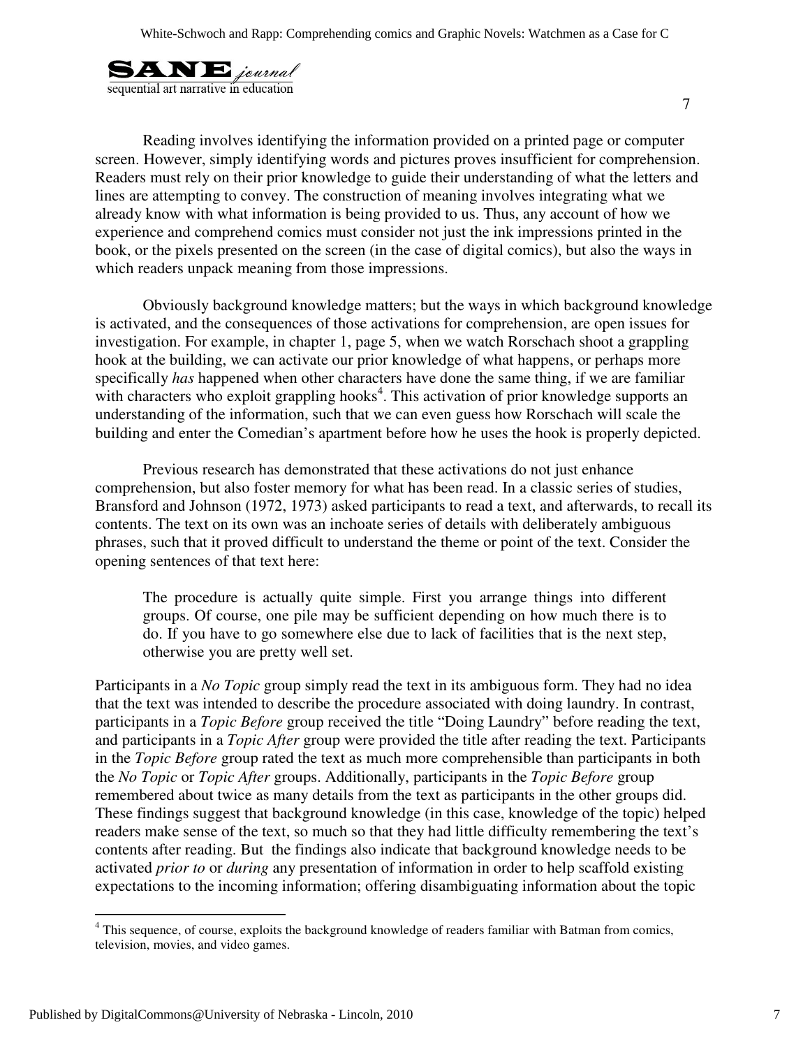Reading involves identifying the information provided on a printed page or computer screen. However, simply identifying words and pictures proves insufficient for comprehension. Readers must rely on their prior knowledge to guide their understanding of what the letters and lines are attempting to convey. The construction of meaning involves integrating what we already know with what information is being provided to us. Thus, any account of how we experience and comprehend comics must consider not just the ink impressions printed in the book, or the pixels presented on the screen (in the case of digital comics), but also the ways in which readers unpack meaning from those impressions.

Obviously background knowledge matters; but the ways in which background knowledge is activated, and the consequences of those activations for comprehension, are open issues for investigation. For example, in chapter 1, page 5, when we watch Rorschach shoot a grappling hook at the building, we can activate our prior knowledge of what happens, or perhaps more specifically *has* happened when other characters have done the same thing, if we are familiar with characters who exploit grappling hooks[4]. This activation of prior knowledge supports an understanding of the information, such that we can even guess how Rorschach will scale the building and enter the Comedian's apartment before how he uses the hook is properly depicted.

Previous research has demonstrated that these activations do not just enhance comprehension, but also foster memory for what has been read. In a classic series of studies, Bransford and Johnson (1972, 1973) asked participants to read a text, and afterwards, to recall its contents. The text on its own was an inchoate series of details with deliberately ambiguous phrases, such that it proved difficult to understand the theme or point of the text. Consider the opening sentences of that text here:

> The procedure is actually quite simple. First you arrange things into different groups. Of course, one pile may be sufficient depending on how much there is to do. If you have to go somewhere else due to lack of facilities that is the next step, otherwise you are pretty well set.

Participants in a *No Topic* group simply read the text in its ambiguous form. They had no idea that the text was intended to describe the procedure associated with doing laundry. In contrast, participants in a *Topic Before* group received the title "Doing Laundry" before reading the text, and participants in a *Topic After* group were provided the title after reading the text. Participants in the *Topic Before* group rated the text as much more comprehensible than participants in both the *No Topic* or *Topic After* groups. Additionally, participants in the *Topic Before* group remembered about twice as many details from the text as participants in the other groups did. These findings suggest that background knowledge (in this case, knowledge of the topic) helped readers make sense of the text, so much so that they had little difficulty remembering the text's contents after reading. But the findings also indicate that background knowledge needs to be activated *prior to* or *during* any presentation of information in order to help scaffold existing expectations to the incoming information; offering disambiguating information about the topic

[4] This sequence, of course, exploits the background knowledge of readers familiar with Batman from comics, television, movies, and video games.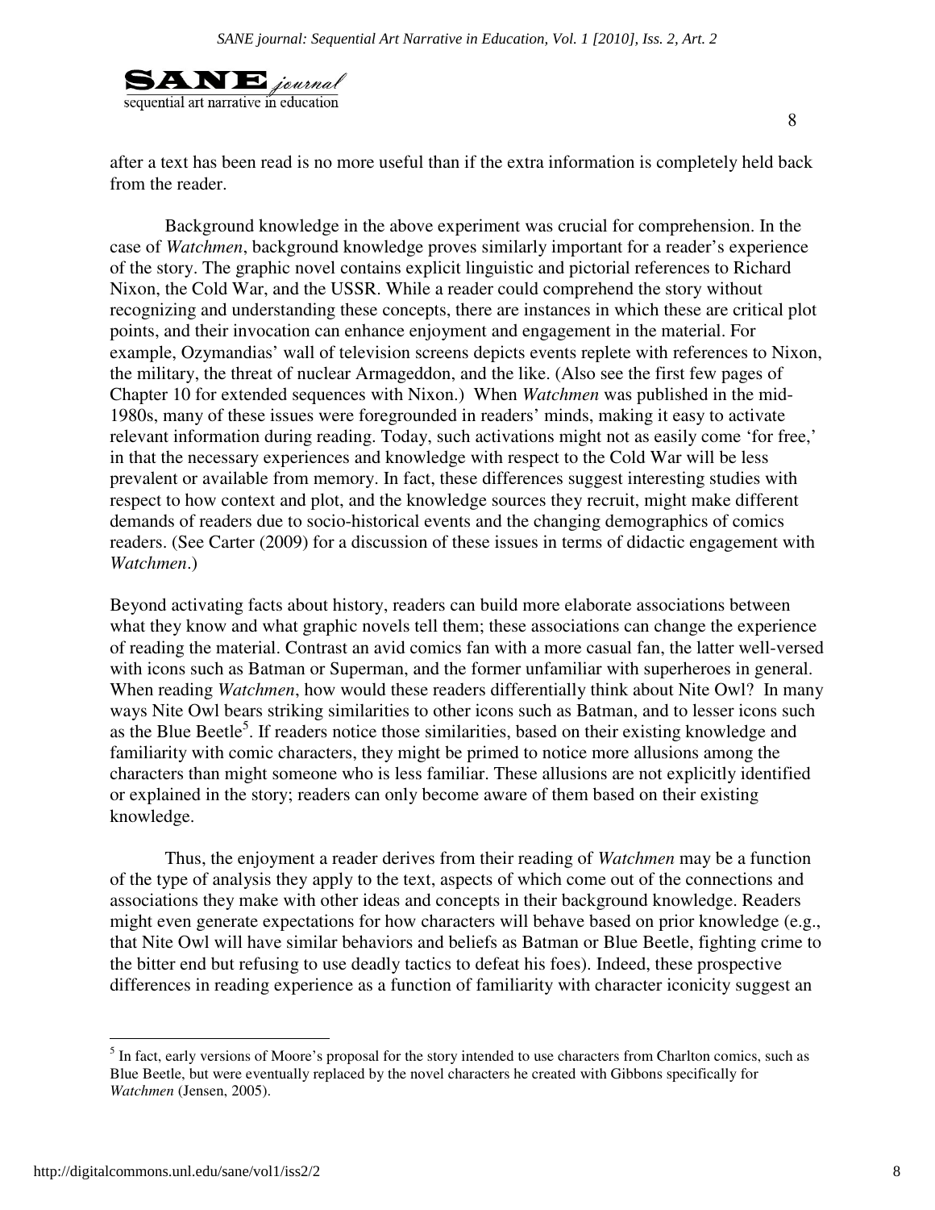after a text has been read is no more useful than if the extra information is completely held back from the reader.

Background knowledge in the above experiment was crucial for comprehension. In the case of *Watchmen*, background knowledge proves similarly important for a reader's experience of the story. The graphic novel contains explicit linguistic and pictorial references to Richard Nixon, the Cold War, and the USSR. While a reader could comprehend the story without recognizing and understanding these concepts, there are instances in which these are critical plot points, and their invocation can enhance enjoyment and engagement in the material. For example, Ozymandias' wall of television screens depicts events replete with references to Nixon, the military, the threat of nuclear Armageddon, and the like. (Also see the first few pages of Chapter 10 for extended sequences with Nixon.) When *Watchmen* was published in the mid-1980s, many of these issues were foregrounded in readers' minds, making it easy to activate relevant information during reading. Today, such activations might not as easily come 'for free,' in that the necessary experiences and knowledge with respect to the Cold War will be less prevalent or available from memory. In fact, these differences suggest interesting studies with respect to how context and plot, and the knowledge sources they recruit, might make different demands of readers due to socio-historical events and the changing demographics of comics readers. (See Carter (2009) for a discussion of these issues in terms of didactic engagement with *Watchmen*.)

Beyond activating facts about history, readers can build more elaborate associations between what they know and what graphic novels tell them; these associations can change the experience of reading the material. Contrast an avid comics fan with a more casual fan, the latter well-versed with icons such as Batman or Superman, and the former unfamiliar with superheroes in general. When reading *Watchmen*, how would these readers differentially think about Nite Owl? In many ways Nite Owl bears striking similarities to other icons such as Batman, and to lesser icons such as the Blue Beetle[5]. If readers notice those similarities, based on their existing knowledge and familiarity with comic characters, they might be primed to notice more allusions among the characters than might someone who is less familiar. These allusions are not explicitly identified or explained in the story; readers can only become aware of them based on their existing knowledge.

Thus, the enjoyment a reader derives from their reading of *Watchmen* may be a function of the type of analysis they apply to the text, aspects of which come out of the connections and associations they make with other ideas and concepts in their background knowledge. Readers might even generate expectations for how characters will behave based on prior knowledge (e.g., that Nite Owl will have similar behaviors and beliefs as Batman or Blue Beetle, fighting crime to the bitter end but refusing to use deadly tactics to defeat his foes). Indeed, these prospective differences in reading experience as a function of familiarity with character iconicity suggest an

---

[5] In fact, early versions of Moore's proposal for the story intended to use characters from Charlton comics, such as Blue Beetle, but were eventually replaced by the novel characters he created with Gibbons specifically for *Watchmen* (Jensen, 2005).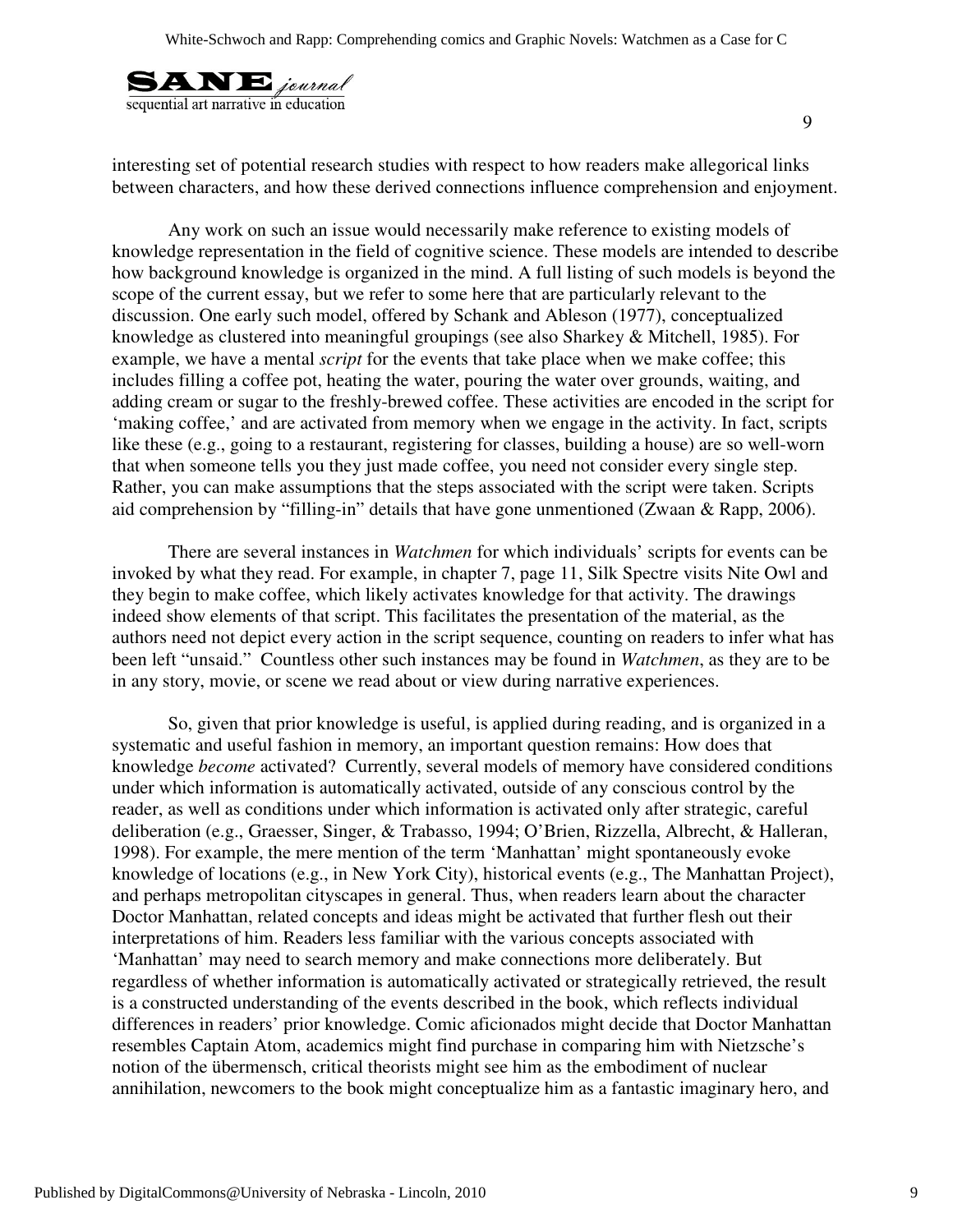interesting set of potential research studies with respect to how readers make allegorical links between characters, and how these derived connections influence comprehension and enjoyment.

Any work on such an issue would necessarily make reference to existing models of knowledge representation in the field of cognitive science. These models are intended to describe how background knowledge is organized in the mind. A full listing of such models is beyond the scope of the current essay, but we refer to some here that are particularly relevant to the discussion. One early such model, offered by Schank and Ableson (1977), conceptualized knowledge as clustered into meaningful groupings (see also Sharkey & Mitchell, 1985). For example, we have a mental *script* for the events that take place when we make coffee; this includes filling a coffee pot, heating the water, pouring the water over grounds, waiting, and adding cream or sugar to the freshly-brewed coffee. These activities are encoded in the script for 'making coffee,' and are activated from memory when we engage in the activity. In fact, scripts like these (e.g., going to a restaurant, registering for classes, building a house) are so well-worn that when someone tells you they just made coffee, you need not consider every single step. Rather, you can make assumptions that the steps associated with the script were taken. Scripts aid comprehension by "filling-in" details that have gone unmentioned (Zwaan & Rapp, 2006).

There are several instances in *Watchmen* for which individuals' scripts for events can be invoked by what they read. For example, in chapter 7, page 11, Silk Spectre visits Nite Owl and they begin to make coffee, which likely activates knowledge for that activity. The drawings indeed show elements of that script. This facilitates the presentation of the material, as the authors need not depict every action in the script sequence, counting on readers to infer what has been left "unsaid." Countless other such instances may be found in *Watchmen*, as they are to be in any story, movie, or scene we read about or view during narrative experiences.

So, given that prior knowledge is useful, is applied during reading, and is organized in a systematic and useful fashion in memory, an important question remains: How does that knowledge *become* activated? Currently, several models of memory have considered conditions under which information is automatically activated, outside of any conscious control by the reader, as well as conditions under which information is activated only after strategic, careful deliberation (e.g., Graesser, Singer, & Trabasso, 1994; O'Brien, Rizzella, Albrecht, & Halleran, 1998). For example, the mere mention of the term 'Manhattan' might spontaneously evoke knowledge of locations (e.g., in New York City), historical events (e.g., The Manhattan Project), and perhaps metropolitan cityscapes in general. Thus, when readers learn about the character Doctor Manhattan, related concepts and ideas might be activated that further flesh out their interpretations of him. Readers less familiar with the various concepts associated with 'Manhattan' may need to search memory and make connections more deliberately. But regardless of whether information is automatically activated or strategically retrieved, the result is a constructed understanding of the events described in the book, which reflects individual differences in readers' prior knowledge. Comic aficionados might decide that Doctor Manhattan resembles Captain Atom, academics might find purchase in comparing him with Nietzsche's notion of the übermensch, critical theorists might see him as the embodiment of nuclear annihilation, newcomers to the book might conceptualize him as a fantastic imaginary hero, and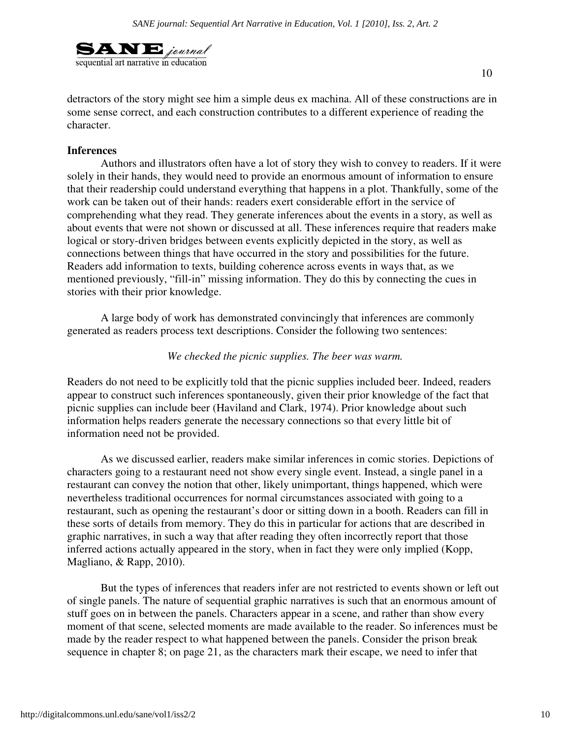detractors of the story might see him a simple deus ex machina. All of these constructions are in some sense correct, and each construction contributes to a different experience of reading the character.

**Inferences**

Authors and illustrators often have a lot of story they wish to convey to readers. If it were solely in their hands, they would need to provide an enormous amount of information to ensure that their readership could understand everything that happens in a plot. Thankfully, some of the work can be taken out of their hands: readers exert considerable effort in the service of comprehending what they read. They generate inferences about the events in a story, as well as about events that were not shown or discussed at all. These inferences require that readers make logical or story-driven bridges between events explicitly depicted in the story, as well as connections between things that have occurred in the story and possibilities for the future. Readers add information to texts, building coherence across events in ways that, as we mentioned previously, "fill-in" missing information. They do this by connecting the cues in stories with their prior knowledge.

A large body of work has demonstrated convincingly that inferences are commonly generated as readers process text descriptions. Consider the following two sentences:

*We checked the picnic supplies. The beer was warm.*

Readers do not need to be explicitly told that the picnic supplies included beer. Indeed, readers appear to construct such inferences spontaneously, given their prior knowledge of the fact that picnic supplies can include beer (Haviland and Clark, 1974). Prior knowledge about such information helps readers generate the necessary connections so that every little bit of information need not be provided.

As we discussed earlier, readers make similar inferences in comic stories. Depictions of characters going to a restaurant need not show every single event. Instead, a single panel in a restaurant can convey the notion that other, likely unimportant, things happened, which were nevertheless traditional occurrences for normal circumstances associated with going to a restaurant, such as opening the restaurant's door or sitting down in a booth. Readers can fill in these sorts of details from memory. They do this in particular for actions that are described in graphic narratives, in such a way that after reading they often incorrectly report that those inferred actions actually appeared in the story, when in fact they were only implied (Kopp, Magliano, & Rapp, 2010).

But the types of inferences that readers infer are not restricted to events shown or left out of single panels. The nature of sequential graphic narratives is such that an enormous amount of stuff goes on in between the panels. Characters appear in a scene, and rather than show every moment of that scene, selected moments are made available to the reader. So inferences must be made by the reader respect to what happened between the panels. Consider the prison break sequence in chapter 8; on page 21, as the characters mark their escape, we need to infer that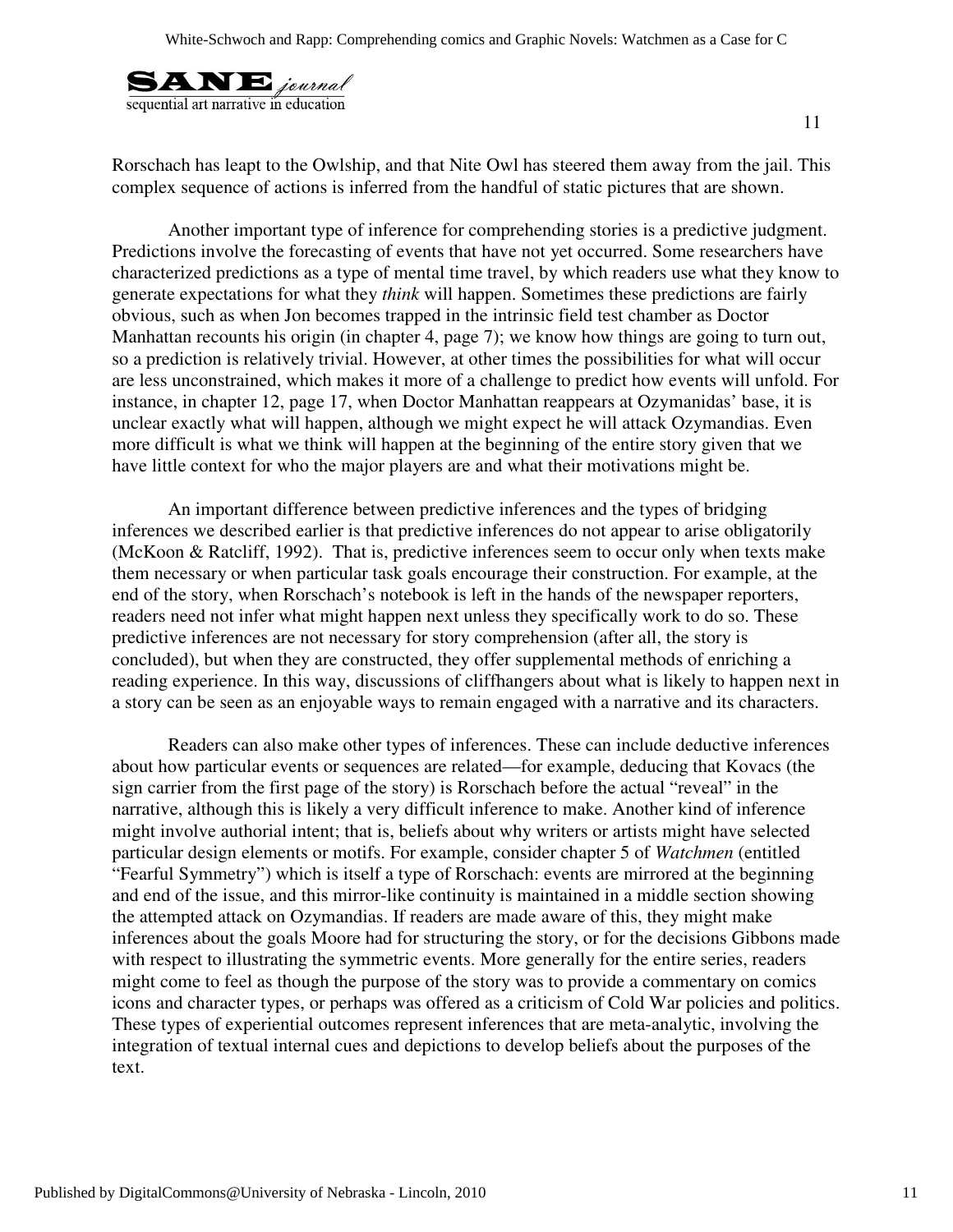Rorschach has leapt to the Owlship, and that Nite Owl has steered them away from the jail. This complex sequence of actions is inferred from the handful of static pictures that are shown.

Another important type of inference for comprehending stories is a predictive judgment. Predictions involve the forecasting of events that have not yet occurred. Some researchers have characterized predictions as a type of mental time travel, by which readers use what they know to generate expectations for what they *think* will happen. Sometimes these predictions are fairly obvious, such as when Jon becomes trapped in the intrinsic field test chamber as Doctor Manhattan recounts his origin (in chapter 4, page 7); we know how things are going to turn out, so a prediction is relatively trivial. However, at other times the possibilities for what will occur are less unconstrained, which makes it more of a challenge to predict how events will unfold. For instance, in chapter 12, page 17, when Doctor Manhattan reappears at Ozymanidas' base, it is unclear exactly what will happen, although we might expect he will attack Ozymandias. Even more difficult is what we think will happen at the beginning of the entire story given that we have little context for who the major players are and what their motivations might be.

An important difference between predictive inferences and the types of bridging inferences we described earlier is that predictive inferences do not appear to arise obligatorily (McKoon & Ratcliff, 1992). That is, predictive inferences seem to occur only when texts make them necessary or when particular task goals encourage their construction. For example, at the end of the story, when Rorschach's notebook is left in the hands of the newspaper reporters, readers need not infer what might happen next unless they specifically work to do so. These predictive inferences are not necessary for story comprehension (after all, the story is concluded), but when they are constructed, they offer supplemental methods of enriching a reading experience. In this way, discussions of cliffhangers about what is likely to happen next in a story can be seen as an enjoyable ways to remain engaged with a narrative and its characters.

Readers can also make other types of inferences. These can include deductive inferences about how particular events or sequences are related—for example, deducing that Kovacs (the sign carrier from the first page of the story) is Rorschach before the actual "reveal" in the narrative, although this is likely a very difficult inference to make. Another kind of inference might involve authorial intent; that is, beliefs about why writers or artists might have selected particular design elements or motifs. For example, consider chapter 5 of *Watchmen* (entitled "Fearful Symmetry") which is itself a type of Rorschach: events are mirrored at the beginning and end of the issue, and this mirror-like continuity is maintained in a middle section showing the attempted attack on Ozymandias. If readers are made aware of this, they might make inferences about the goals Moore had for structuring the story, or for the decisions Gibbons made with respect to illustrating the symmetric events. More generally for the entire series, readers might come to feel as though the purpose of the story was to provide a commentary on comics icons and character types, or perhaps was offered as a criticism of Cold War policies and politics. These types of experiential outcomes represent inferences that are meta-analytic, involving the integration of textual internal cues and depictions to develop beliefs about the purposes of the text.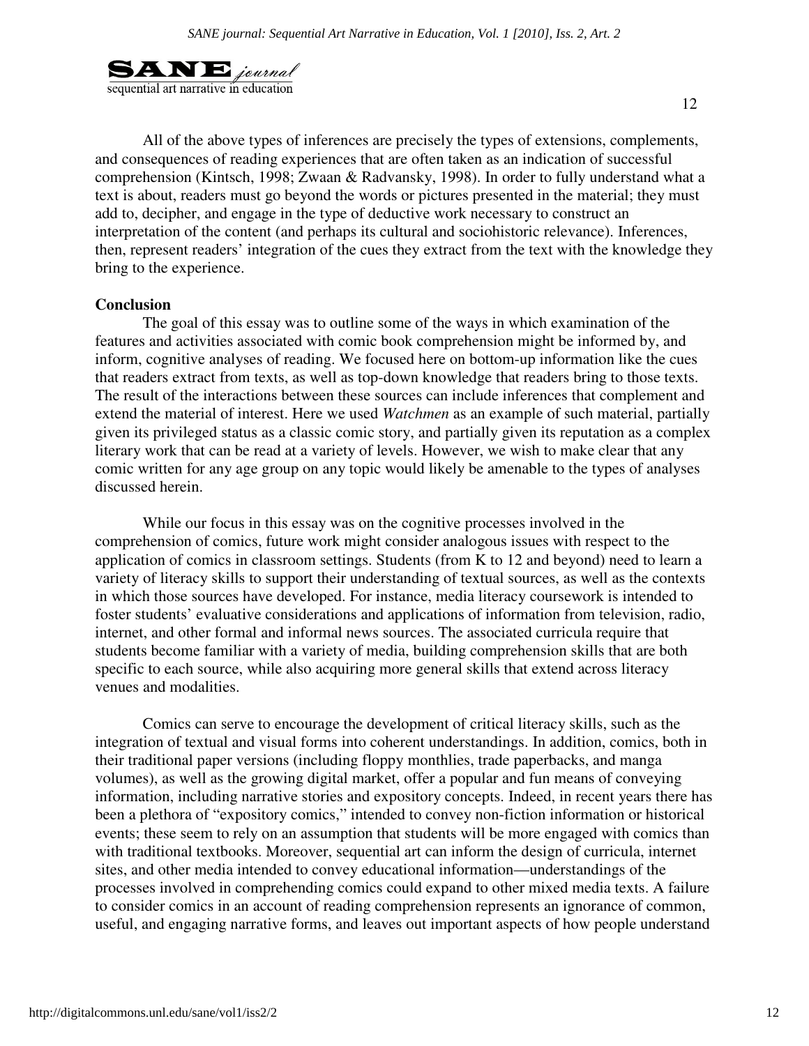All of the above types of inferences are precisely the types of extensions, complements, and consequences of reading experiences that are often taken as an indication of successful comprehension (Kintsch, 1998; Zwaan & Radvansky, 1998). In order to fully understand what a text is about, readers must go beyond the words or pictures presented in the material; they must add to, decipher, and engage in the type of deductive work necessary to construct an interpretation of the content (and perhaps its cultural and sociohistoric relevance). Inferences, then, represent readers' integration of the cues they extract from the text with the knowledge they bring to the experience.

**Conclusion**

The goal of this essay was to outline some of the ways in which examination of the features and activities associated with comic book comprehension might be informed by, and inform, cognitive analyses of reading. We focused here on bottom-up information like the cues that readers extract from texts, as well as top-down knowledge that readers bring to those texts. The result of the interactions between these sources can include inferences that complement and extend the material of interest. Here we used *Watchmen* as an example of such material, partially given its privileged status as a classic comic story, and partially given its reputation as a complex literary work that can be read at a variety of levels. However, we wish to make clear that any comic written for any age group on any topic would likely be amenable to the types of analyses discussed herein.

While our focus in this essay was on the cognitive processes involved in the comprehension of comics, future work might consider analogous issues with respect to the application of comics in classroom settings. Students (from K to 12 and beyond) need to learn a variety of literacy skills to support their understanding of textual sources, as well as the contexts in which those sources have developed. For instance, media literacy coursework is intended to foster students' evaluative considerations and applications of information from television, radio, internet, and other formal and informal news sources. The associated curricula require that students become familiar with a variety of media, building comprehension skills that are both specific to each source, while also acquiring more general skills that extend across literacy venues and modalities.

Comics can serve to encourage the development of critical literacy skills, such as the integration of textual and visual forms into coherent understandings. In addition, comics, both in their traditional paper versions (including floppy monthlies, trade paperbacks, and manga volumes), as well as the growing digital market, offer a popular and fun means of conveying information, including narrative stories and expository concepts. Indeed, in recent years there has been a plethora of "expository comics," intended to convey non-fiction information or historical events; these seem to rely on an assumption that students will be more engaged with comics than with traditional textbooks. Moreover, sequential art can inform the design of curricula, internet sites, and other media intended to convey educational information—understandings of the processes involved in comprehending comics could expand to other mixed media texts. A failure to consider comics in an account of reading comprehension represents an ignorance of common, useful, and engaging narrative forms, and leaves out important aspects of how people understand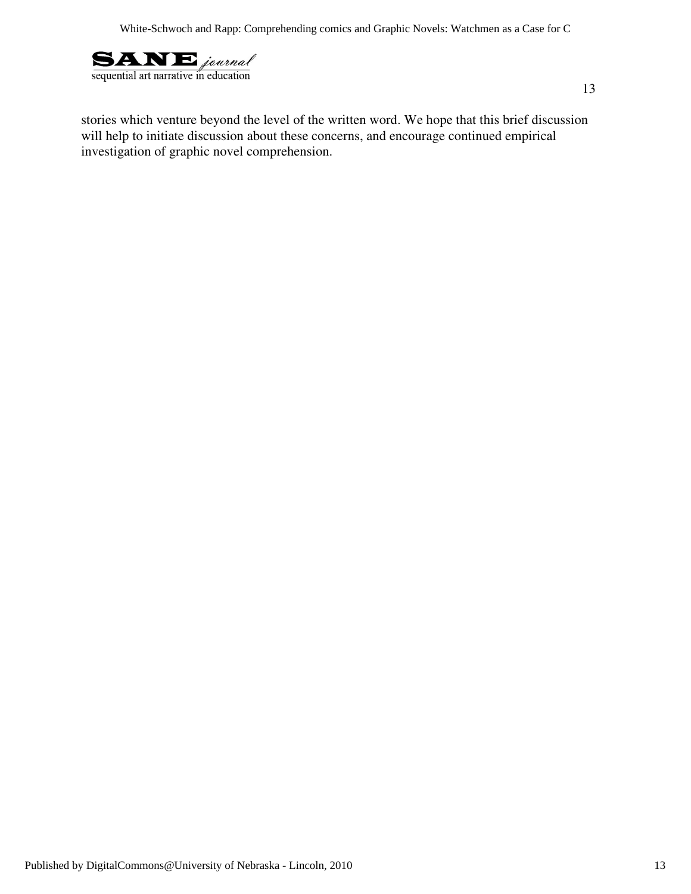stories which venture beyond the level of the written word. We hope that this brief discussion will help to initiate discussion about these concerns, and encourage continued empirical investigation of graphic novel comprehension.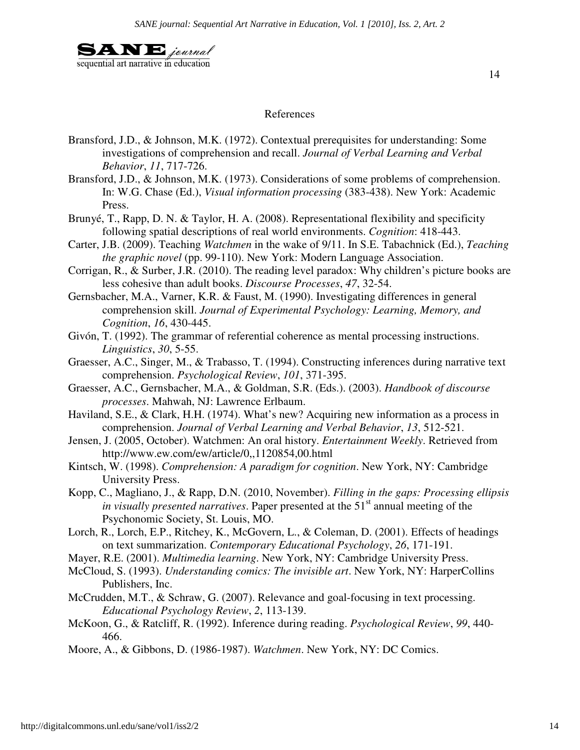## References

Bransford, J.D., & Johnson, M.K. (1972). Contextual prerequisites for understanding: Some investigations of comprehension and recall. *Journal of Verbal Learning and Verbal Behavior*, *11*, 717-726.

Bransford, J.D., & Johnson, M.K. (1973). Considerations of some problems of comprehension. In: W.G. Chase (Ed.), *Visual information processing* (383-438). New York: Academic Press.

Brunyé, T., Rapp, D. N. & Taylor, H. A. (2008). Representational flexibility and specificity following spatial descriptions of real world environments. *Cognition*: 418-443.

Carter, J.B. (2009). Teaching *Watchmen* in the wake of 9/11. In S.E. Tabachnick (Ed.), *Teaching the graphic novel* (pp. 99-110). New York: Modern Language Association.

Corrigan, R., & Surber, J.R. (2010). The reading level paradox: Why children's picture books are less cohesive than adult books. *Discourse Processes*, *47*, 32-54.

Gernsbacher, M.A., Varner, K.R. & Faust, M. (1990). Investigating differences in general comprehension skill. *Journal of Experimental Psychology: Learning, Memory, and Cognition*, *16*, 430-445.

Givón, T. (1992). The grammar of referential coherence as mental processing instructions. *Linguistics*, *30*, 5-55.

Graesser, A.C., Singer, M., & Trabasso, T. (1994). Constructing inferences during narrative text comprehension. *Psychological Review*, *101*, 371-395.

Graesser, A.C., Gernsbacher, M.A., & Goldman, S.R. (Eds.). (2003). *Handbook of discourse processes*. Mahwah, NJ: Lawrence Erlbaum.

Haviland, S.E., & Clark, H.H. (1974). What's new? Acquiring new information as a process in comprehension. *Journal of Verbal Learning and Verbal Behavior*, *13*, 512-521.

Jensen, J. (2005, October). Watchmen: An oral history. *Entertainment Weekly*. Retrieved from http://www.ew.com/ew/article/0,,1120854,00.html

Kintsch, W. (1998). *Comprehension: A paradigm for cognition*. New York, NY: Cambridge University Press.

Kopp, C., Magliano, J., & Rapp, D.N. (2010, November). *Filling in the gaps: Processing ellipsis in visually presented narratives*. Paper presented at the 51st annual meeting of the Psychonomic Society, St. Louis, MO.

Lorch, R., Lorch, E.P., Ritchey, K., McGovern, L., & Coleman, D. (2001). Effects of headings on text summarization. *Contemporary Educational Psychology*, *26*, 171-191.

Mayer, R.E. (2001). *Multimedia learning*. New York, NY: Cambridge University Press.

McCloud, S. (1993). *Understanding comics: The invisible art*. New York, NY: HarperCollins Publishers, Inc.

McCrudden, M.T., & Schraw, G. (2007). Relevance and goal-focusing in text processing. *Educational Psychology Review*, *2*, 113-139.

McKoon, G., & Ratcliff, R. (1992). Inference during reading. *Psychological Review*, *99*, 440-466.

Moore, A., & Gibbons, D. (1986-1987). *Watchmen*. New York, NY: DC Comics.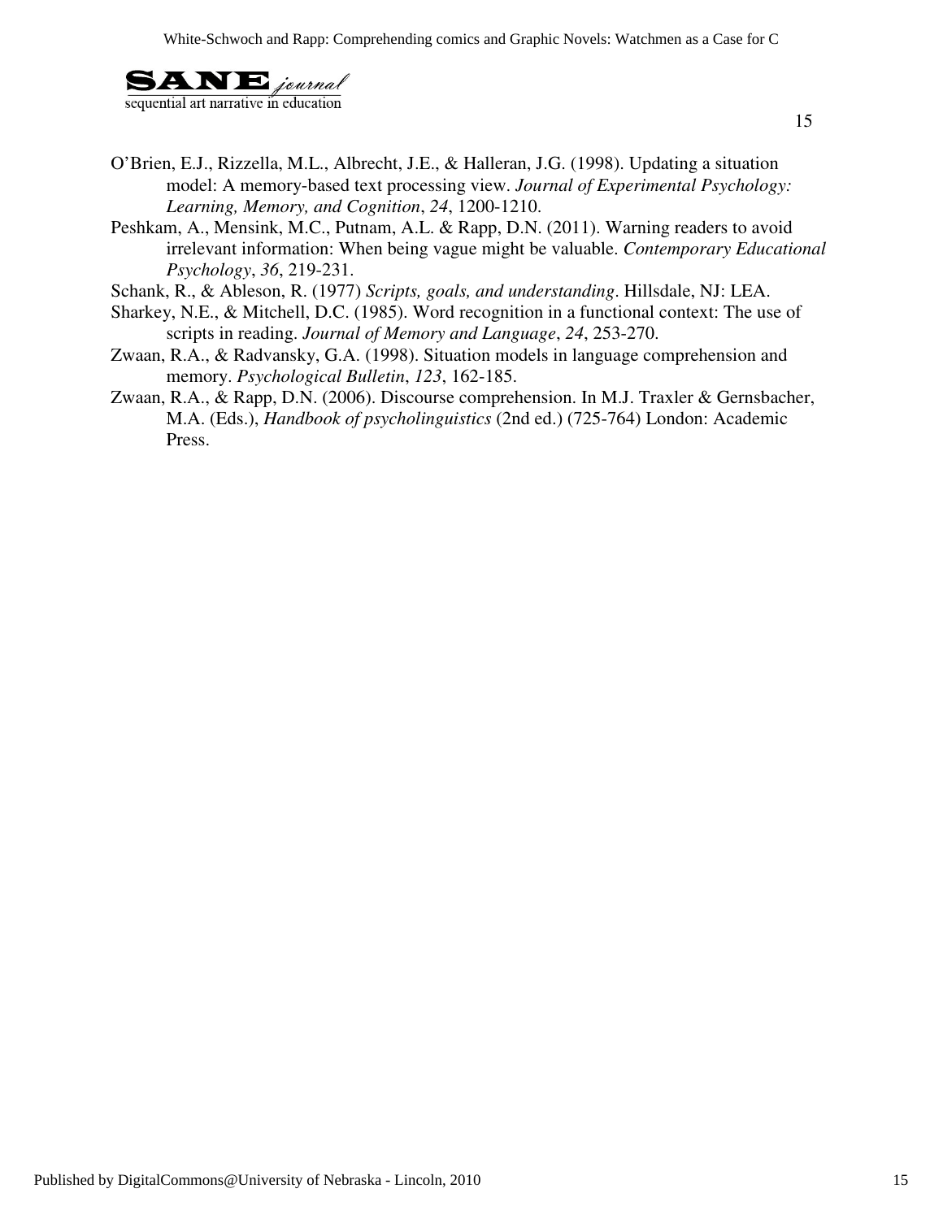O'Brien, E.J., Rizzella, M.L., Albrecht, J.E., & Halleran, J.G. (1998). Updating a situation model: A memory-based text processing view. *Journal of Experimental Psychology: Learning, Memory, and Cognition*, *24*, 1200-1210.

Peshkam, A., Mensink, M.C., Putnam, A.L. & Rapp, D.N. (2011). Warning readers to avoid irrelevant information: When being vague might be valuable. *Contemporary Educational Psychology*, *36*, 219-231.

Schank, R., & Ableson, R. (1977) *Scripts, goals, and understanding*. Hillsdale, NJ: LEA.

Sharkey, N.E., & Mitchell, D.C. (1985). Word recognition in a functional context: The use of scripts in reading. *Journal of Memory and Language*, *24*, 253-270.

Zwaan, R.A., & Radvansky, G.A. (1998). Situation models in language comprehension and memory. *Psychological Bulletin*, *123*, 162-185.

Zwaan, R.A., & Rapp, D.N. (2006). Discourse comprehension. In M.J. Traxler & Gernsbacher, M.A. (Eds.), *Handbook of psycholinguistics* (2nd ed.) (725-764) London: Academic Press.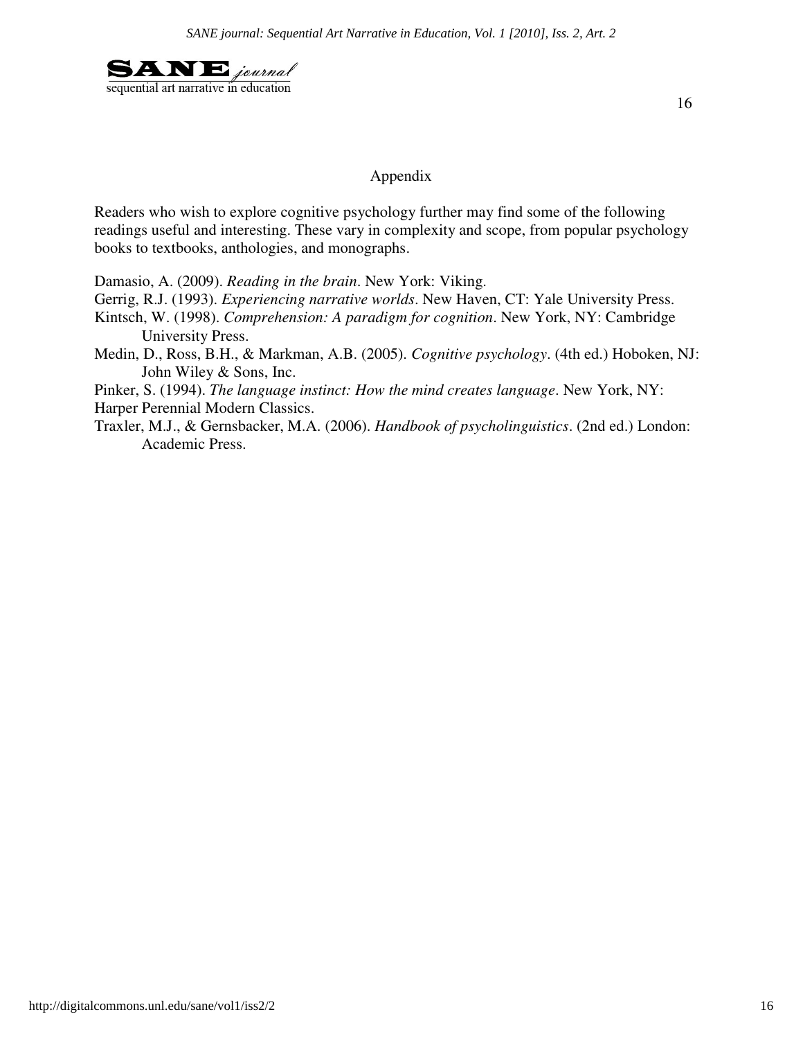## Appendix

Readers who wish to explore cognitive psychology further may find some of the following readings useful and interesting. These vary in complexity and scope, from popular psychology books to textbooks, anthologies, and monographs.

Damasio, A. (2009). *Reading in the brain*. New York: Viking.

Gerrig, R.J. (1993). *Experiencing narrative worlds*. New Haven, CT: Yale University Press.

Kintsch, W. (1998). *Comprehension: A paradigm for cognition*. New York, NY: Cambridge University Press.

Medin, D., Ross, B.H., & Markman, A.B. (2005). *Cognitive psychology*. (4th ed.) Hoboken, NJ: John Wiley & Sons, Inc.

Pinker, S. (1994). *The language instinct: How the mind creates language*. New York, NY: Harper Perennial Modern Classics.

Traxler, M.J., & Gernsbacker, M.A. (2006). *Handbook of psycholinguistics*. (2nd ed.) London: Academic Press.